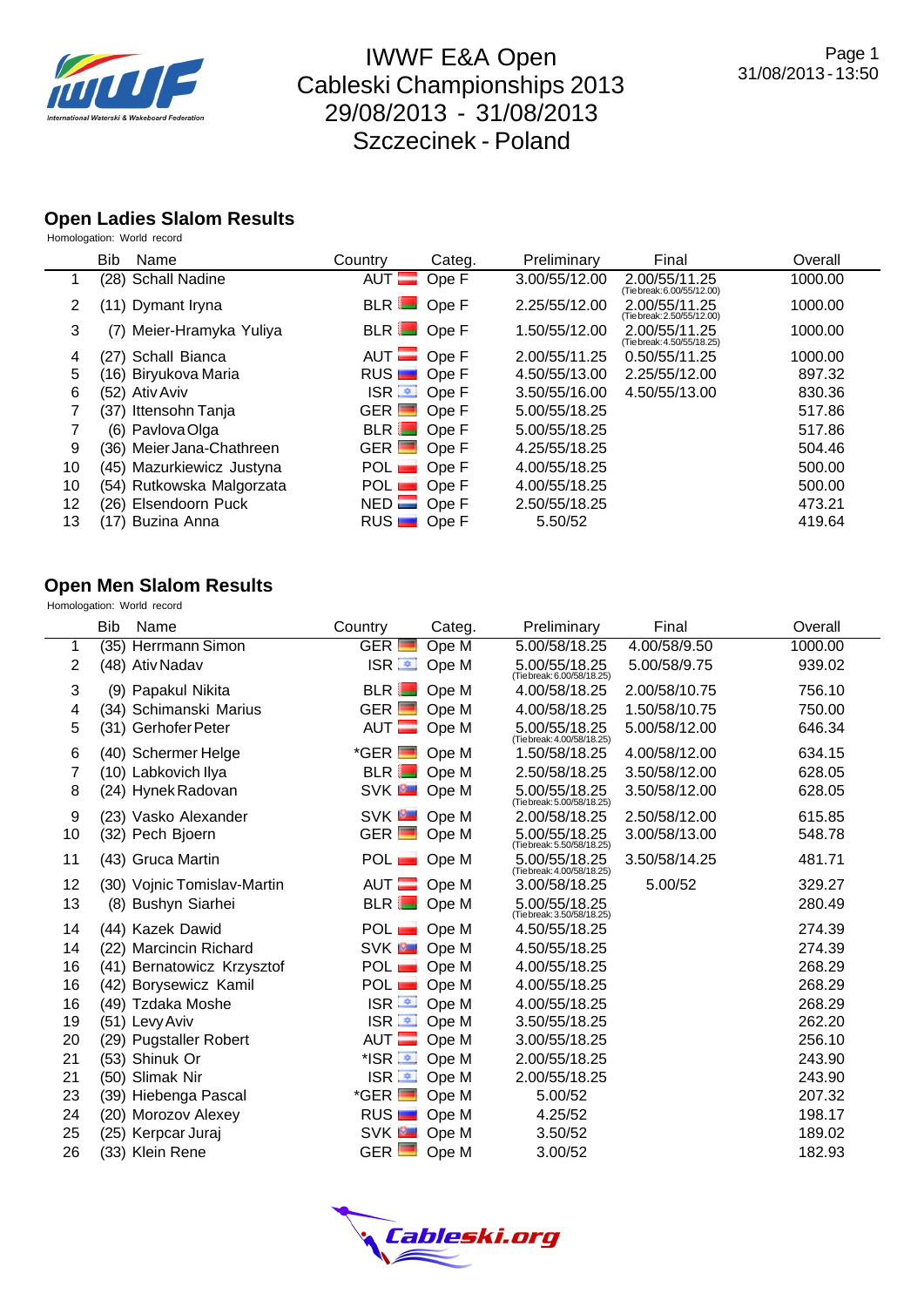# IWWF E&A Open Cableski Championships 2013

29/08/2013 - 31/08/2013

Szczecinek - Poland

31/08/2013 - 13:50

## Open Ladies Slalom Results

Homologation: World record

| | Bib | Name | Country | Categ. | Preliminary | Final | Overall |
|---|---|---|---|---|---|---|---|
| 1 | (28) | Schall Nadine | AUT | Ope F | 3.00/55/12.00 | 2.00/55/11.25 (Tie break: 6.00/55/12.00) | 1000.00 |
| 2 | (11) | Dymant Iryna | BLR | Ope F | 2.25/55/12.00 | 2.00/55/11.25 (Tie break: 2.50/55/12.00) | 1000.00 |
| 3 | (7) | Meier-Hramyka Yuliya | BLR | Ope F | 1.50/55/12.00 | 2.00/55/11.25 (Tie break: 4.50/55/18.25) | 1000.00 |
| 4 | (27) | Schall Bianca | AUT | Ope F | 2.00/55/11.25 | 0.50/55/11.25 | 1000.00 |
| 5 | (16) | Biryukova Maria | RUS | Ope F | 4.50/55/13.00 | 2.25/55/12.00 | 897.32 |
| 6 | (52) | Ativ Aviv | ISR | Ope F | 3.50/55/16.00 | 4.50/55/13.00 | 830.36 |
| 7 | (37) | Ittensohn Tanja | GER | Ope F | 5.00/55/18.25 | | 517.86 |
| 7 | (6) | Pavlova Olga | BLR | Ope F | 5.00/55/18.25 | | 517.86 |
| 9 | (36) | Meier Jana-Chathreen | GER | Ope F | 4.25/55/18.25 | | 504.46 |
| 10 | (45) | Mazurkiewicz Justyna | POL | Ope F | 4.00/55/18.25 | | 500.00 |
| 10 | (54) | Rutkowska Malgorzata | POL | Ope F | 4.00/55/18.25 | | 500.00 |
| 12 | (26) | Elsendoorn Puck | NED | Ope F | 2.50/55/18.25 | | 473.21 |
| 13 | (17) | Buzina Anna | RUS | Ope F | 5.50/52 | | 419.64 |

## Open Men Slalom Results

Homologation: World record

| | Bib | Name | Country | Categ. | Preliminary | Final | Overall |
|---|---|---|---|---|---|---|---|
| 1 | (35) | Herrmann Simon | GER | Ope M | 5.00/58/18.25 | 4.00/58/9.50 | 1000.00 |
| 2 | (48) | Ativ Nadav | ISR | Ope M | 5.00/55/18.25 (Tie break: 6.00/58/18.25) | 5.00/58/9.75 | 939.02 |
| 3 | (9) | Papakul Nikita | BLR | Ope M | 4.00/58/18.25 | 2.00/58/10.75 | 756.10 |
| 4 | (34) | Schimanski Marius | GER | Ope M | 4.00/58/18.25 | 1.50/58/10.75 | 750.00 |
| 5 | (31) | Gerhofer Peter | AUT | Ope M | 5.00/55/18.25 (Tie break: 4.00/58/18.25) | 5.00/58/12.00 | 646.34 |
| 6 | (40) | Schermer Helge | *GER | Ope M | 1.50/58/18.25 | 4.00/58/12.00 | 634.15 |
| 7 | (10) | Labkovich Ilya | BLR | Ope M | 2.50/58/18.25 | 3.50/58/12.00 | 628.05 |
| 8 | (24) | Hynek Radovan | SVK | Ope M | 5.00/55/18.25 (Tie break: 5.00/58/18.25) | 3.50/58/12.00 | 628.05 |
| 9 | (23) | Vasko Alexander | SVK | Ope M | 2.00/58/18.25 | 2.50/58/12.00 | 615.85 |
| 10 | (32) | Pech Bjoern | GER | Ope M | 5.00/55/18.25 (Tie break: 5.50/58/18.25) | 3.00/58/13.00 | 548.78 |
| 11 | (43) | Gruca Martin | POL | Ope M | 5.00/55/18.25 (Tie break: 4.00/58/18.25) | 3.50/58/14.25 | 481.71 |
| 12 | (30) | Vojnic Tomislav-Martin | AUT | Ope M | 3.00/58/18.25 | 5.00/52 | 329.27 |
| 13 | (8) | Bushyn Siarhei | BLR | Ope M | 5.00/55/18.25 (Tie break: 3.50/58/18.25) | | 280.49 |
| 14 | (44) | Kazek Dawid | POL | Ope M | 4.50/55/18.25 | | 274.39 |
| 14 | (22) | Marcincin Richard | SVK | Ope M | 4.50/55/18.25 | | 274.39 |
| 16 | (41) | Bernatowicz Krzysztof | POL | Ope M | 4.00/55/18.25 | | 268.29 |
| 16 | (42) | Borysewicz Kamil | POL | Ope M | 4.00/55/18.25 | | 268.29 |
| 16 | (49) | Tzdaka Moshe | ISR | Ope M | 4.00/55/18.25 | | 268.29 |
| 19 | (51) | Levy Aviv | ISR | Ope M | 3.50/55/18.25 | | 262.20 |
| 20 | (29) | Pugstaller Robert | AUT | Ope M | 3.00/55/18.25 | | 256.10 |
| 21 | (53) | Shinuk Or | *ISR | Ope M | 2.00/55/18.25 | | 243.90 |
| 21 | (50) | Slimak Nir | ISR | Ope M | 2.00/55/18.25 | | 243.90 |
| 23 | (39) | Hiebenga Pascal | *GER | Ope M | 5.00/52 | | 207.32 |
| 24 | (20) | Morozov Alexey | RUS | Ope M | 4.25/52 | | 198.17 |
| 25 | (25) | Kerpcar Juraj | SVK | Ope M | 3.50/52 | | 189.02 |
| 26 | (33) | Klein Rene | GER | Ope M | 3.00/52 | | 182.93 |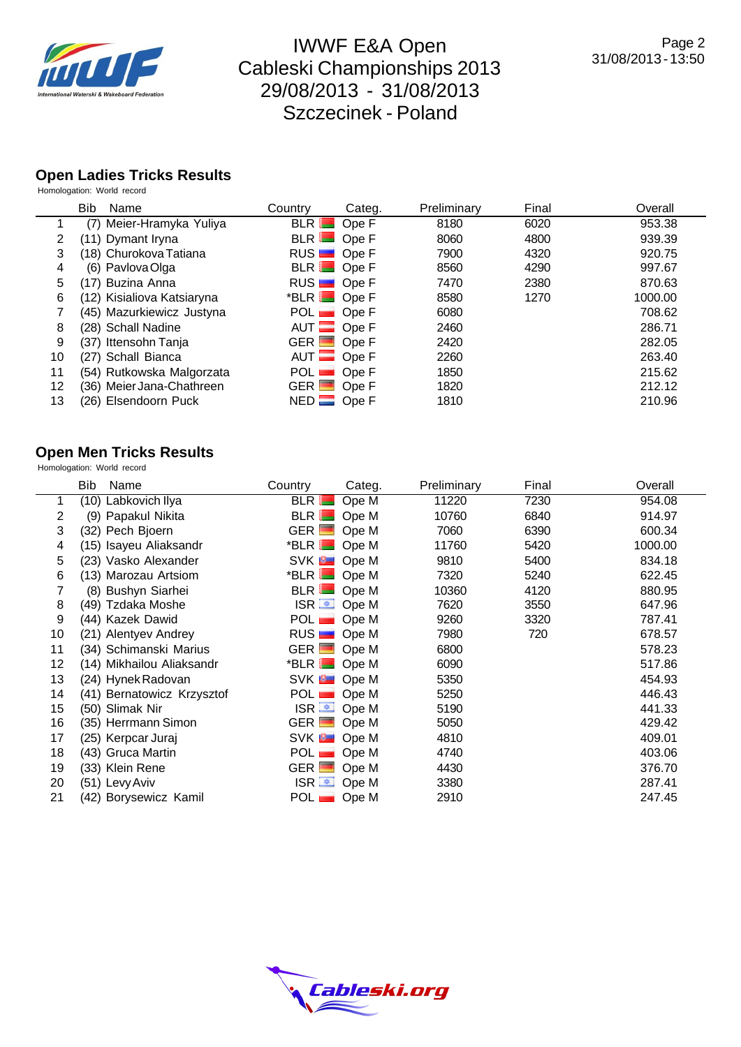IWWF E&A Open
Cableski Championships 2013
29/08/2013 - 31/08/2013
Szczecinek - Poland

31/08/2013 - 13:50

## Open Ladies Tricks Results

Homologation: World record

| | Bib | Name | Country | Categ. | Preliminary | Final | Overall |
|---|---|---|---|---|---|---|---|
| 1 | (7) | Meier-Hramyka Yuliya | BLR | Ope F | 8180 | 6020 | 953.38 |
| 2 | (11) | Dymant Iryna | BLR | Ope F | 8060 | 4800 | 939.39 |
| 3 | (18) | Churokova Tatiana | RUS | Ope F | 7900 | 4320 | 920.75 |
| 4 | (6) | Pavlova Olga | BLR | Ope F | 8560 | 4290 | 997.67 |
| 5 | (17) | Buzina Anna | RUS | Ope F | 7470 | 2380 | 870.63 |
| 6 | (12) | Kisialiova Katsiaryna | *BLR | Ope F | 8580 | 1270 | 1000.00 |
| 7 | (45) | Mazurkiewicz Justyna | POL | Ope F | 6080 | | 708.62 |
| 8 | (28) | Schall Nadine | AUT | Ope F | 2460 | | 286.71 |
| 9 | (37) | Ittensohn Tanja | GER | Ope F | 2420 | | 282.05 |
| 10 | (27) | Schall Bianca | AUT | Ope F | 2260 | | 263.40 |
| 11 | (54) | Rutkowska Malgorzata | POL | Ope F | 1850 | | 215.62 |
| 12 | (36) | Meier Jana-Chathreen | GER | Ope F | 1820 | | 212.12 |
| 13 | (26) | Elsendoorn Puck | NED | Ope F | 1810 | | 210.96 |

## Open Men Tricks Results

Homologation: World record

| | Bib | Name | Country | Categ. | Preliminary | Final | Overall |
|---|---|---|---|---|---|---|---|
| 1 | (10) | Labkovich Ilya | BLR | Ope M | 11220 | 7230 | 954.08 |
| 2 | (9) | Papakul Nikita | BLR | Ope M | 10760 | 6840 | 914.97 |
| 3 | (32) | Pech Bjoern | GER | Ope M | 7060 | 6390 | 600.34 |
| 4 | (15) | Isayeu Aliaksandr | *BLR | Ope M | 11760 | 5420 | 1000.00 |
| 5 | (23) | Vasko Alexander | SVK | Ope M | 9810 | 5400 | 834.18 |
| 6 | (13) | Marozau Artsiom | *BLR | Ope M | 7320 | 5240 | 622.45 |
| 7 | (8) | Bushyn Siarhei | BLR | Ope M | 10360 | 4120 | 880.95 |
| 8 | (49) | Tzdaka Moshe | ISR | Ope M | 7620 | 3550 | 647.96 |
| 9 | (44) | Kazek Dawid | POL | Ope M | 9260 | 3320 | 787.41 |
| 10 | (21) | Alentyev Andrey | RUS | Ope M | 7980 | 720 | 678.57 |
| 11 | (34) | Schimanski Marius | GER | Ope M | 6800 | | 578.23 |
| 12 | (14) | Mikhailou Aliaksandr | *BLR | Ope M | 6090 | | 517.86 |
| 13 | (24) | Hynek Radovan | SVK | Ope M | 5350 | | 454.93 |
| 14 | (41) | Bernatowicz Krzysztof | POL | Ope M | 5250 | | 446.43 |
| 15 | (50) | Slimak Nir | ISR | Ope M | 5190 | | 441.33 |
| 16 | (35) | Herrmann Simon | GER | Ope M | 5050 | | 429.42 |
| 17 | (25) | Kerpcar Juraj | SVK | Ope M | 4810 | | 409.01 |
| 18 | (43) | Gruca Martin | POL | Ope M | 4740 | | 403.06 |
| 19 | (33) | Klein Rene | GER | Ope M | 4430 | | 376.70 |
| 20 | (51) | Levy Aviv | ISR | Ope M | 3380 | | 287.41 |
| 21 | (42) | Borysewicz Kamil | POL | Ope M | 2910 | | 247.45 |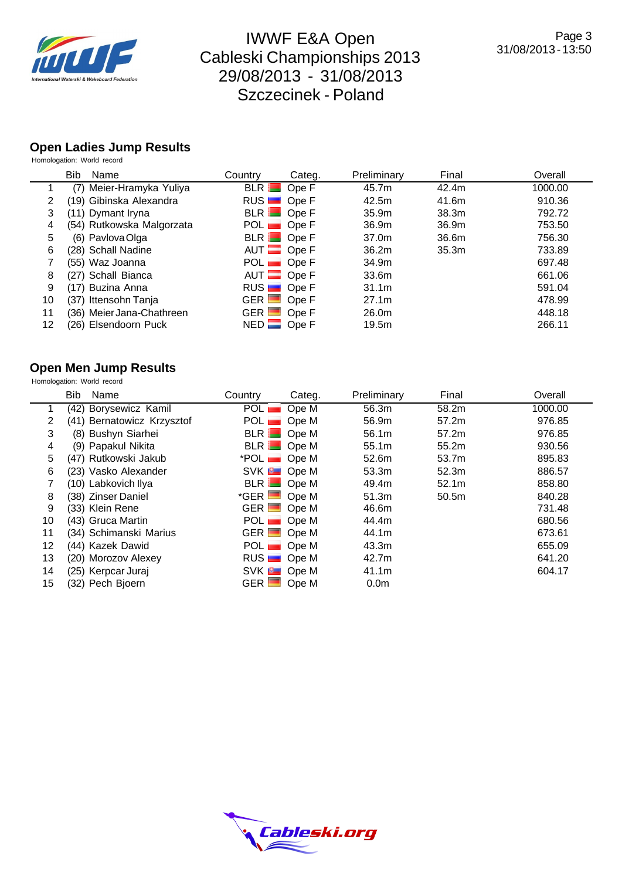# IWWF E&A Open Cableski Championships 2013

29/08/2013 - 31/08/2013

Szczecinek - Poland

## Open Ladies Jump Results

Homologation: World record

| | Bib | Name | Country | Categ. | Preliminary | Final | Overall |
|---|---|---|---|---|---|---|---|
| 1 | (7) | Meier-Hramyka Yuliya | BLR | Ope F | 45.7m | 42.4m | 1000.00 |
| 2 | (19) | Gibinska Alexandra | RUS | Ope F | 42.5m | 41.6m | 910.36 |
| 3 | (11) | Dymant Iryna | BLR | Ope F | 35.9m | 38.3m | 792.72 |
| 4 | (54) | Rutkowska Malgorzata | POL | Ope F | 36.9m | 36.9m | 753.50 |
| 5 | (6) | Pavlova Olga | BLR | Ope F | 37.0m | 36.6m | 756.30 |
| 6 | (28) | Schall Nadine | AUT | Ope F | 36.2m | 35.3m | 733.89 |
| 7 | (55) | Waz Joanna | POL | Ope F | 34.9m | | 697.48 |
| 8 | (27) | Schall Bianca | AUT | Ope F | 33.6m | | 661.06 |
| 9 | (17) | Buzina Anna | RUS | Ope F | 31.1m | | 591.04 |
| 10 | (37) | Ittensohn Tanja | GER | Ope F | 27.1m | | 478.99 |
| 11 | (36) | Meier Jana-Chathreen | GER | Ope F | 26.0m | | 448.18 |
| 12 | (26) | Elsendoorn Puck | NED | Ope F | 19.5m | | 266.11 |

## Open Men Jump Results

Homologation: World record

| | Bib | Name | Country | Categ. | Preliminary | Final | Overall |
|---|---|---|---|---|---|---|---|
| 1 | (42) | Borysewicz Kamil | POL | Ope M | 56.3m | 58.2m | 1000.00 |
| 2 | (41) | Bernatowicz Krzysztof | POL | Ope M | 56.9m | 57.2m | 976.85 |
| 3 | (8) | Bushyn Siarhei | BLR | Ope M | 56.1m | 57.2m | 976.85 |
| 4 | (9) | Papakul Nikita | BLR | Ope M | 55.1m | 55.2m | 930.56 |
| 5 | (47) | Rutkowski Jakub | *POL | Ope M | 52.6m | 53.7m | 895.83 |
| 6 | (23) | Vasko Alexander | SVK | Ope M | 53.3m | 52.3m | 886.57 |
| 7 | (10) | Labkovich Ilya | BLR | Ope M | 49.4m | 52.1m | 858.80 |
| 8 | (38) | Zinser Daniel | *GER | Ope M | 51.3m | 50.5m | 840.28 |
| 9 | (33) | Klein Rene | GER | Ope M | 46.6m | | 731.48 |
| 10 | (43) | Gruca Martin | POL | Ope M | 44.4m | | 680.56 |
| 11 | (34) | Schimanski Marius | GER | Ope M | 44.1m | | 673.61 |
| 12 | (44) | Kazek Dawid | POL | Ope M | 43.3m | | 655.09 |
| 13 | (20) | Morozov Alexey | RUS | Ope M | 42.7m | | 641.20 |
| 14 | (25) | Kerpcar Juraj | SVK | Ope M | 41.1m | | 604.17 |
| 15 | (32) | Pech Bjoern | GER | Ope M | 0.0m | | |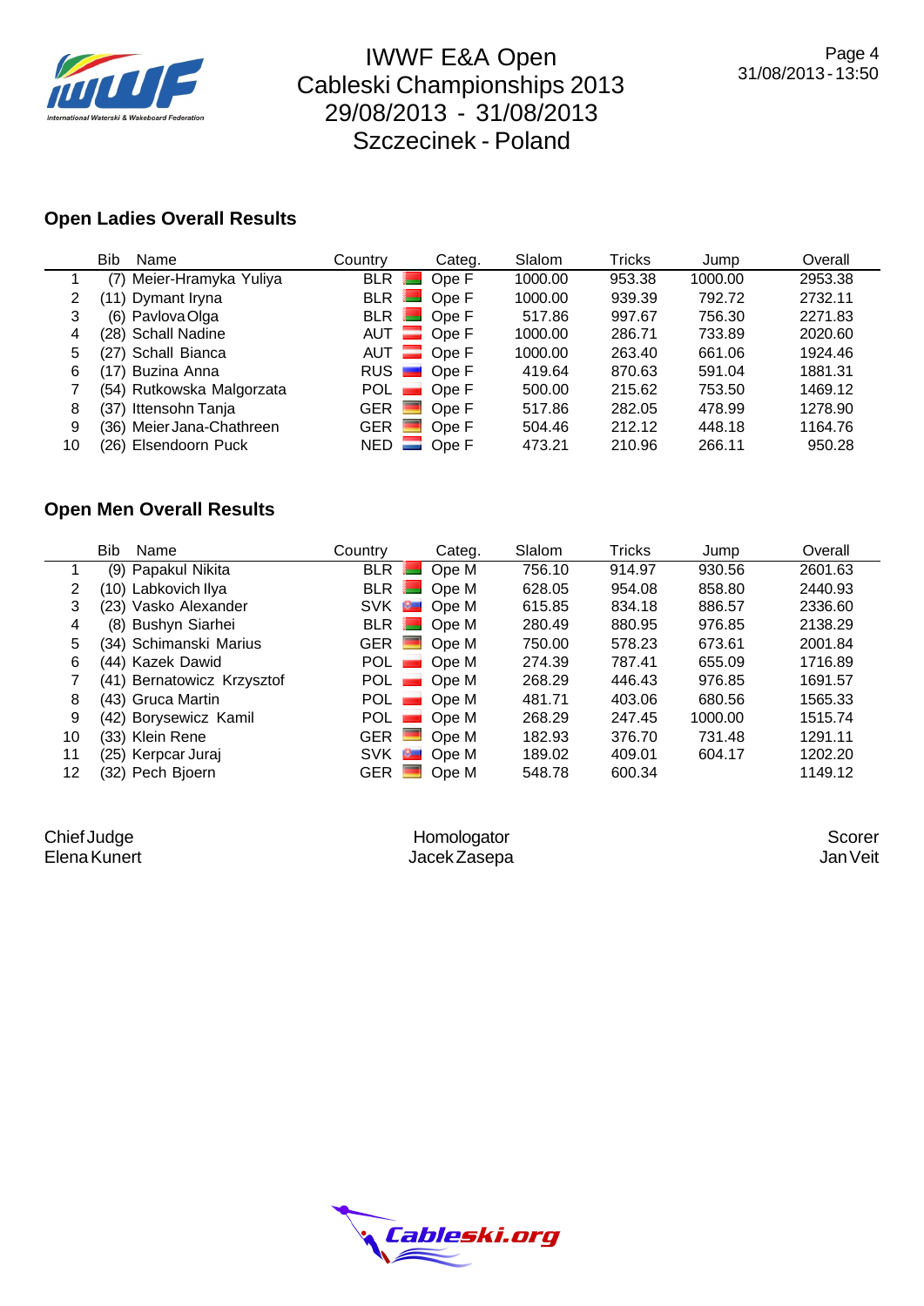# IWWF E&A Open Cableski Championships 2013

29/08/2013 - 31/08/2013

Szczecinek - Poland

### Open Ladies Overall Results

| | Bib | Name | Country | Categ. | Slalom | Tricks | Jump | Overall |
|---|---|---|---|---|---|---|---|---|
| 1 | (7) | Meier-Hramyka Yuliya | BLR | Ope F | 1000.00 | 953.38 | 1000.00 | 2953.38 |
| 2 | (11) | Dymant Iryna | BLR | Ope F | 1000.00 | 939.39 | 792.72 | 2732.11 |
| 3 | (6) | Pavlova Olga | BLR | Ope F | 517.86 | 997.67 | 756.30 | 2271.83 |
| 4 | (28) | Schall Nadine | AUT | Ope F | 1000.00 | 286.71 | 733.89 | 2020.60 |
| 5 | (27) | Schall Bianca | AUT | Ope F | 1000.00 | 263.40 | 661.06 | 1924.46 |
| 6 | (17) | Buzina Anna | RUS | Ope F | 419.64 | 870.63 | 591.04 | 1881.31 |
| 7 | (54) | Rutkowska Malgorzata | POL | Ope F | 500.00 | 215.62 | 753.50 | 1469.12 |
| 8 | (37) | Ittensohn Tanja | GER | Ope F | 517.86 | 282.05 | 478.99 | 1278.90 |
| 9 | (36) | Meier Jana-Chathreen | GER | Ope F | 504.46 | 212.12 | 448.18 | 1164.76 |
| 10 | (26) | Elsendoorn Puck | NED | Ope F | 473.21 | 210.96 | 266.11 | 950.28 |

### Open Men Overall Results

| | Bib | Name | Country | Categ. | Slalom | Tricks | Jump | Overall |
|---|---|---|---|---|---|---|---|---|
| 1 | (9) | Papakul Nikita | BLR | Ope M | 756.10 | 914.97 | 930.56 | 2601.63 |
| 2 | (10) | Labkovich Ilya | BLR | Ope M | 628.05 | 954.08 | 858.80 | 2440.93 |
| 3 | (23) | Vasko Alexander | SVK | Ope M | 615.85 | 834.18 | 886.57 | 2336.60 |
| 4 | (8) | Bushyn Siarhei | BLR | Ope M | 280.49 | 880.95 | 976.85 | 2138.29 |
| 5 | (34) | Schimanski Marius | GER | Ope M | 750.00 | 578.23 | 673.61 | 2001.84 |
| 6 | (44) | Kazek Dawid | POL | Ope M | 274.39 | 787.41 | 655.09 | 1716.89 |
| 7 | (41) | Bernatowicz Krzysztof | POL | Ope M | 268.29 | 446.43 | 976.85 | 1691.57 |
| 8 | (43) | Gruca Martin | POL | Ope M | 481.71 | 403.06 | 680.56 | 1565.33 |
| 9 | (42) | Borysewicz Kamil | POL | Ope M | 268.29 | 247.45 | 1000.00 | 1515.74 |
| 10 | (33) | Klein Rene | GER | Ope M | 182.93 | 376.70 | 731.48 | 1291.11 |
| 11 | (25) | Kerpcar Juraj | SVK | Ope M | 189.02 | 409.01 | 604.17 | 1202.20 |
| 12 | (32) | Pech Bjoern | GER | Ope M | 548.78 | 600.34 | | 1149.12 |

Chief Judge
Elena Kunert

Homologator
Jacek Zasepa

Scorer
Jan Veit